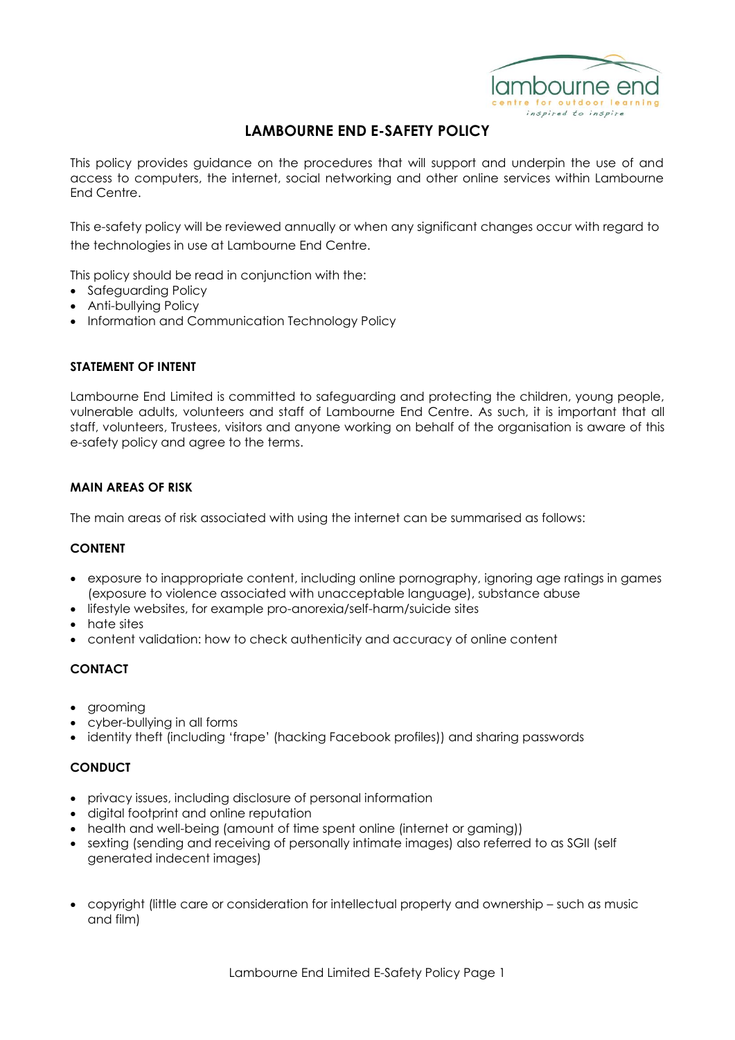# LAMBOURNE END E-SAFETY POLICY

This policy provides guidance on the procedures that will support and underpin the use of and access to computers, the internet, social networking and other online services within Lambourne End Centre.

This e-safety policy will be reviewed annually or when any significant changes occur with regard to the technologies in use at Lambourne End Centre.

This policy should be read in conjunction with the:

- Safeguarding Policy
- Anti-bullying Policy
- Information and Communication Technology Policy

## STATEMENT OF INTENT

Lambourne End Limited is committed to safeguarding and protecting the children, young people, vulnerable adults, volunteers and staff of Lambourne End Centre. As such, it is important that all staff, volunteers, Trustees, visitors and anyone working on behalf of the organisation is aware of this e-safety policy and agree to the terms.

## MAIN AREAS OF RISK

The main areas of risk associated with using the internet can be summarised as follows:

### CONTENT

- exposure to inappropriate content, including online pornography, ignoring age ratings in games (exposure to violence associated with unacceptable language), substance abuse
- lifestyle websites, for example pro-anorexia/self-harm/suicide sites
- hate sites
- content validation: how to check authenticity and accuracy of online content

### CONTACT

- grooming
- cyber-bullying in all forms
- identity theft (including 'frape' (hacking Facebook profiles)) and sharing passwords

### CONDUCT

- privacy issues, including disclosure of personal information
- digital footprint and online reputation
- health and well-being (amount of time spent online (internet or gaming))
- sexting (sending and receiving of personally intimate images) also referred to as SGII (self generated indecent images)

- copyright (little care or consideration for intellectual property and ownership – such as music and film)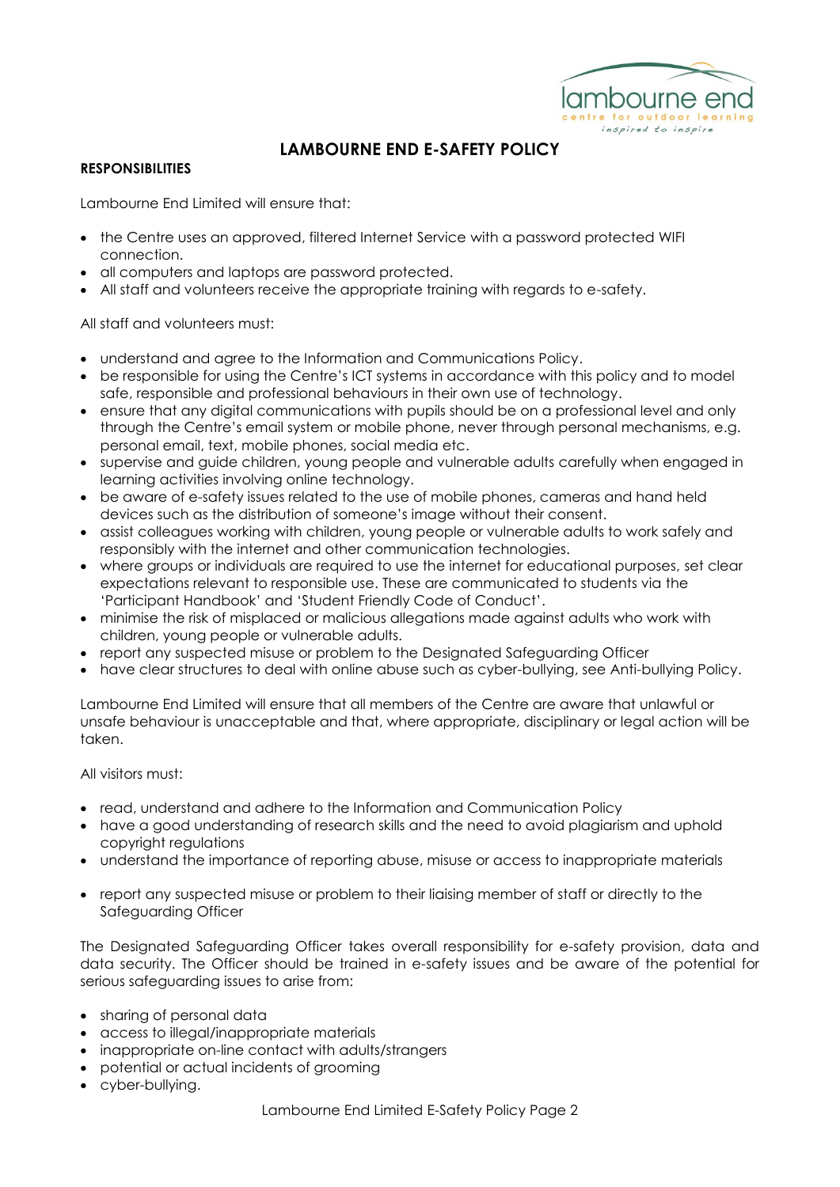# LAMBOURNE END E-SAFETY POLICY

**RESPONSIBILITIES**

Lambourne End Limited will ensure that:

- the Centre uses an approved, filtered Internet Service with a password protected WIFI connection.
- all computers and laptops are password protected.
- All staff and volunteers receive the appropriate training with regards to e-safety.

All staff and volunteers must:

- understand and agree to the Information and Communications Policy.
- be responsible for using the Centre's ICT systems in accordance with this policy and to model safe, responsible and professional behaviours in their own use of technology.
- ensure that any digital communications with pupils should be on a professional level and only through the Centre's email system or mobile phone, never through personal mechanisms, e.g. personal email, text, mobile phones, social media etc.
- supervise and guide children, young people and vulnerable adults carefully when engaged in learning activities involving online technology.
- be aware of e-safety issues related to the use of mobile phones, cameras and hand held devices such as the distribution of someone's image without their consent.
- assist colleagues working with children, young people or vulnerable adults to work safely and responsibly with the internet and other communication technologies.
- where groups or individuals are required to use the internet for educational purposes, set clear expectations relevant to responsible use. These are communicated to students via the 'Participant Handbook' and 'Student Friendly Code of Conduct'.
- minimise the risk of misplaced or malicious allegations made against adults who work with children, young people or vulnerable adults.
- report any suspected misuse or problem to the Designated Safeguarding Officer
- have clear structures to deal with online abuse such as cyber-bullying, see Anti-bullying Policy.

Lambourne End Limited will ensure that all members of the Centre are aware that unlawful or unsafe behaviour is unacceptable and that, where appropriate, disciplinary or legal action will be taken.

All visitors must:

- read, understand and adhere to the Information and Communication Policy
- have a good understanding of research skills and the need to avoid plagiarism and uphold copyright regulations
- understand the importance of reporting abuse, misuse or access to inappropriate materials
- report any suspected misuse or problem to their liaising member of staff or directly to the Safeguarding Officer

The Designated Safeguarding Officer takes overall responsibility for e-safety provision, data and data security. The Officer should be trained in e-safety issues and be aware of the potential for serious safeguarding issues to arise from:

- sharing of personal data
- access to illegal/inappropriate materials
- inappropriate on-line contact with adults/strangers
- potential or actual incidents of grooming
- cyber-bullying.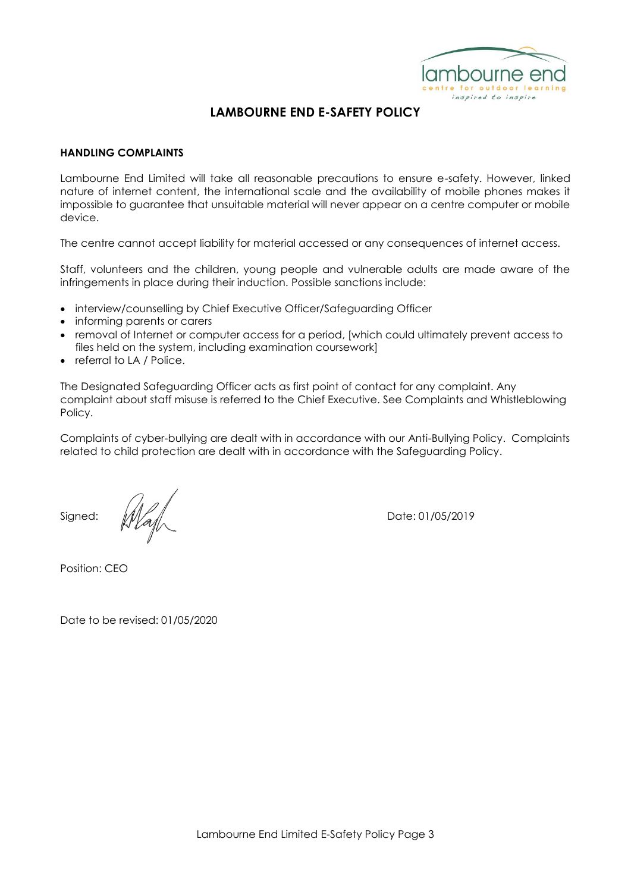# LAMBOURNE END E-SAFETY POLICY

### HANDLING COMPLAINTS

Lambourne End Limited will take all reasonable precautions to ensure e-safety. However, linked nature of internet content, the international scale and the availability of mobile phones makes it impossible to guarantee that unsuitable material will never appear on a centre computer or mobile device.

The centre cannot accept liability for material accessed or any consequences of internet access.

Staff, volunteers and the children, young people and vulnerable adults are made aware of the infringements in place during their induction. Possible sanctions include:

- interview/counselling by Chief Executive Officer/Safeguarding Officer
- informing parents or carers
- removal of Internet or computer access for a period, [which could ultimately prevent access to files held on the system, including examination coursework]
- referral to LA / Police.

The Designated Safeguarding Officer acts as first point of contact for any complaint. Any complaint about staff misuse is referred to the Chief Executive. See Complaints and Whistleblowing Policy.

Complaints of cyber-bullying are dealt with in accordance with our Anti-Bullying Policy. Complaints related to child protection are dealt with in accordance with the Safeguarding Policy.

Signed: Date: 01/05/2019

Position: CEO

Date to be revised: 01/05/2020